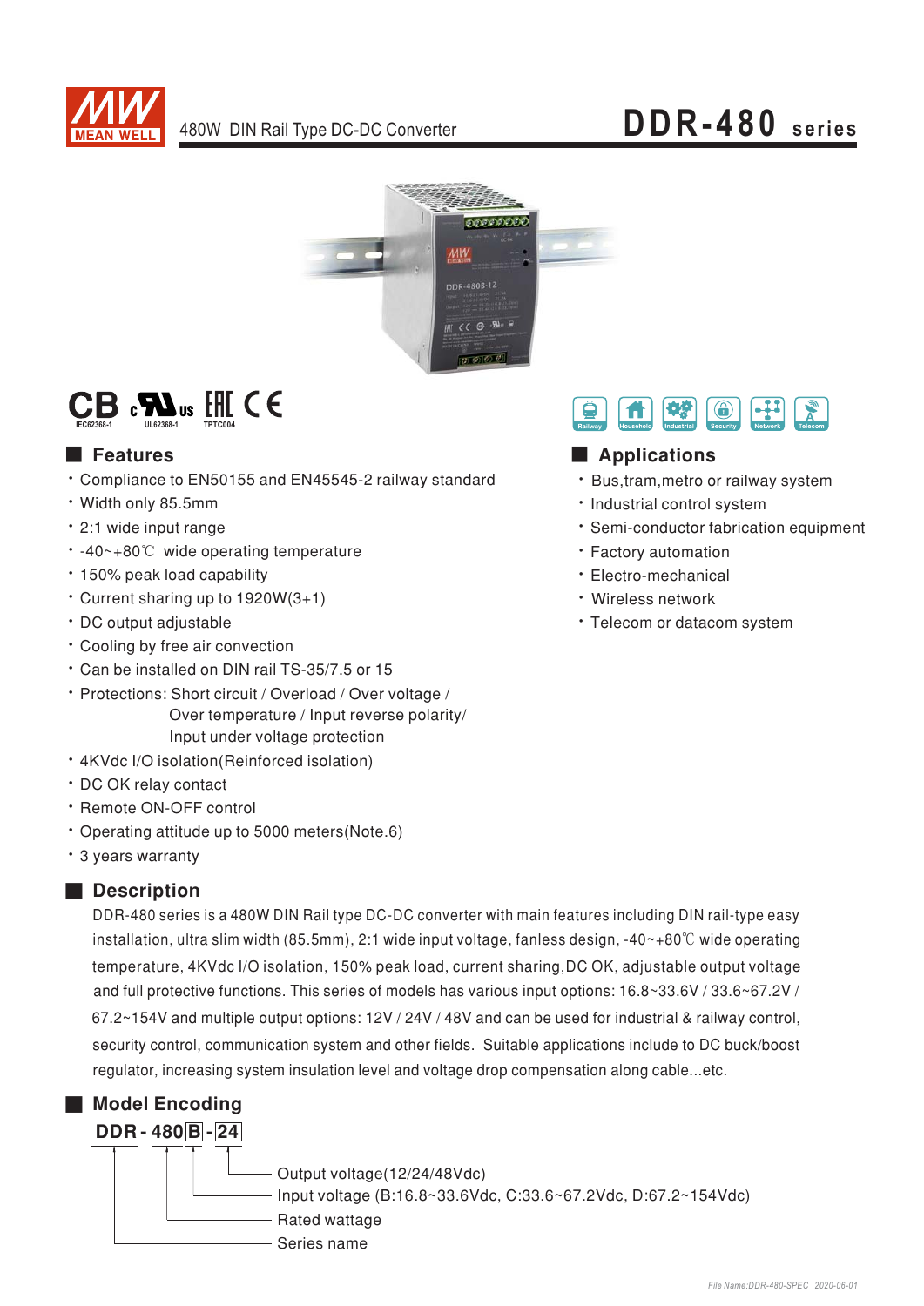MEAN WELL

480W DIN Rail Type DC-DC Converter

# DDR-480 series

CB IEC62368-1 &nbsp; c UL us UL62368-1 &nbsp; EAC TPTC004 &nbsp; CE

Railway · Household · Industrial · Security · Network · Telecom

## Features

- Compliance to EN50155 and EN45545-2 railway standard
- Width only 85.5mm
- 2:1 wide input range
- -40~+80℃ wide operating temperature
- 150% peak load capability
- Current sharing up to 1920W(3+1)
- DC output adjustable
- Cooling by free air convection
- Can be installed on DIN rail TS-35/7.5 or 15
- Protections: Short circuit / Overload / Over voltage / Over temperature / Input reverse polarity/ Input under voltage protection
- 4KVdc I/O isolation(Reinforced isolation)
- DC OK relay contact
- Remote ON-OFF control
- Operating attitude up to 5000 meters(Note.6)
- 3 years warranty

## Applications

- Bus,tram,metro or railway system
- Industrial control system
- Semi-conductor fabrication equipment
- Factory automation
- Electro-mechanical
- Wireless network
- Telecom or datacom system

## Description

DDR-480 series is a 480W DIN Rail type DC-DC converter with main features including DIN rail-type easy installation, ultra slim width (85.5mm), 2:1 wide input voltage, fanless design, -40~+80℃ wide operating temperature, 4KVdc I/O isolation, 150% peak load, current sharing,DC OK, adjustable output voltage and full protective functions. This series of models has various input options: 16.8~33.6V / 33.6~67.2V / 67.2~154V and multiple output options: 12V / 24V / 48V and can be used for industrial & railway control, security control, communication system and other fields. Suitable applications include to DC buck/boost regulator, increasing system insulation level and voltage drop compensation along cable...etc.

## Model Encoding

**DDR - 480 B - 24**

- 24: Output voltage(12/24/48Vdc)
- B: Input voltage (B:16.8~33.6Vdc, C:33.6~67.2Vdc, D:67.2~154Vdc)
- 480: Rated wattage
- DDR: Series name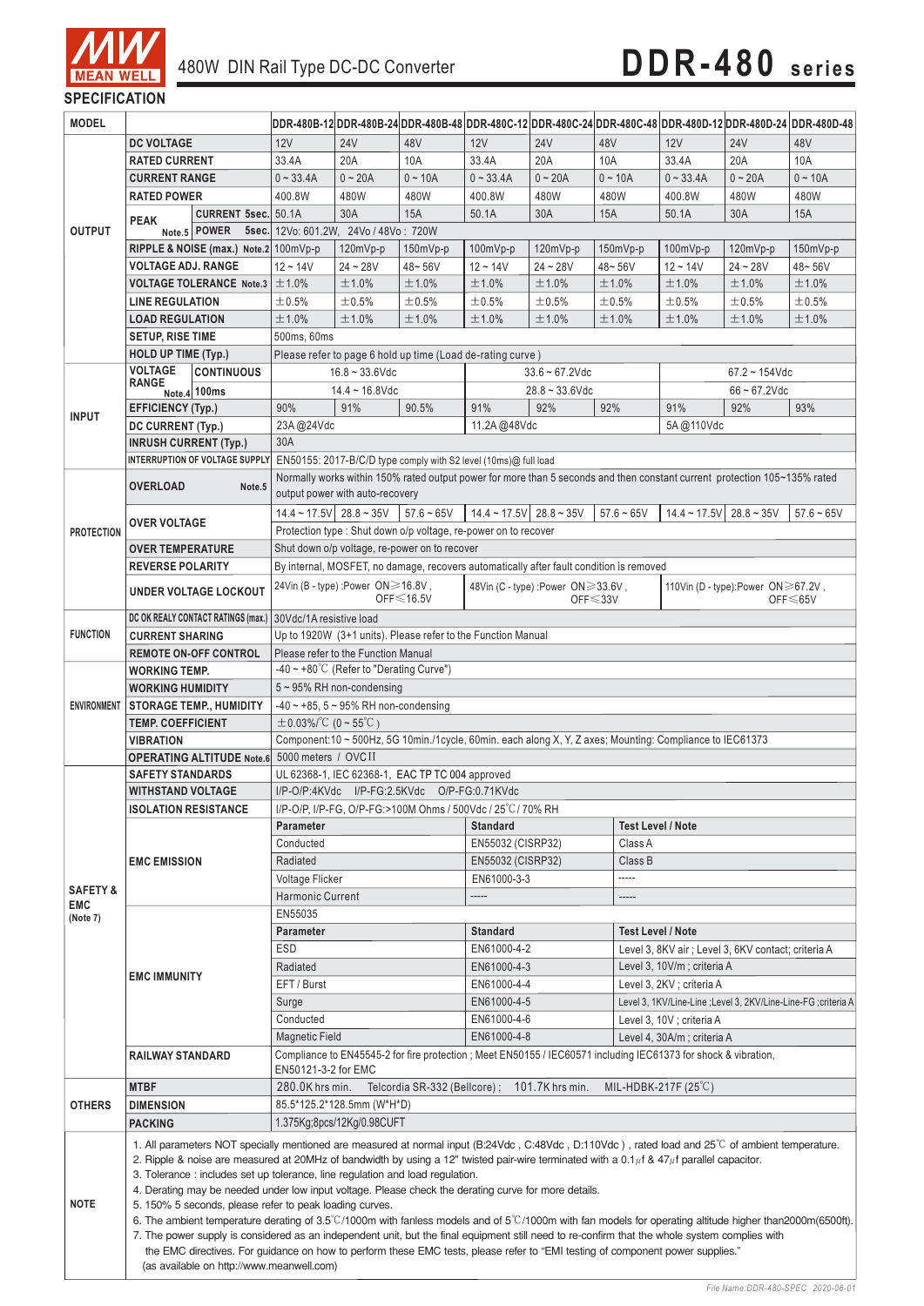# 480W DIN Rail Type DC-DC Converter

## DDR-480 series

## SPECIFICATION

| MODEL | | | DDR-480B-12 | DDR-480B-24 | DDR-480B-48 | DDR-480C-12 | DDR-480C-24 | DDR-480C-48 | DDR-480D-12 | DDR-480D-24 | DDR-480D-48 |
|---|---|---|---|---|---|---|---|---|---|---|---|
| OUTPUT | DC VOLTAGE | | 12V | 24V | 48V | 12V | 24V | 48V | 12V | 24V | 48V |
| | RATED CURRENT | | 33.4A | 20A | 10A | 33.4A | 20A | 10A | 33.4A | 20A | 10A |
| | CURRENT RANGE | | 0 ~ 33.4A | 0 ~ 20A | 0 ~ 10A | 0 ~ 33.4A | 0 ~ 20A | 0 ~ 10A | 0 ~ 33.4A | 0 ~ 20A | 0 ~ 10A |
| | RATED POWER | | 400.8W | 480W | 480W | 400.8W | 480W | 480W | 400.8W | 480W | 480W |
| | PEAK Note.5 | CURRENT 5sec. | 50.1A | 30A | 15A | 50.1A | 30A | 15A | 50.1A | 30A | 15A |
| | | POWER 5sec. | 12Vo: 601.2W, 24Vo / 48Vo : 720W | | | | | | | | |
| | RIPPLE & NOISE (max.) Note.2 | | 100mVp-p | 120mVp-p | 150mVp-p | 100mVp-p | 120mVp-p | 150mVp-p | 100mVp-p | 120mVp-p | 150mVp-p |
| | VOLTAGE ADJ. RANGE | | 12 ~ 14V | 24 ~ 28V | 48~ 56V | 12 ~ 14V | 24 ~ 28V | 48~ 56V | 12 ~ 14V | 24 ~ 28V | 48~ 56V |
| | VOLTAGE TOLERANCE Note.3 | | ±1.0% | ±1.0% | ±1.0% | ±1.0% | ±1.0% | ±1.0% | ±1.0% | ±1.0% | ±1.0% |
| | LINE REGULATION | | ±0.5% | ±0.5% | ±0.5% | ±0.5% | ±0.5% | ±0.5% | ±0.5% | ±0.5% | ±0.5% |
| | LOAD REGULATION | | ±1.0% | ±1.0% | ±1.0% | ±1.0% | ±1.0% | ±1.0% | ±1.0% | ±1.0% | ±1.0% |
| | SETUP, RISE TIME | | 500ms, 60ms | | | | | | | | |
| | HOLD UP TIME (Typ.) | | Please refer to page 6 hold up time (Load de-rating curve ) | | | | | | | | |
| INPUT | VOLTAGE RANGE Note.4 | CONTINUOUS | 16.8 ~ 33.6Vdc | | | 33.6 ~ 67.2Vdc | | | 67.2 ~ 154Vdc | | |
| | | 100ms | 14.4 ~ 16.8Vdc | | | 28.8 ~ 33.6Vdc | | | 66 ~ 67.2Vdc | | |
| | EFFICIENCY (Typ.) | | 90% | 91% | 90.5% | 91% | 92% | 92% | 91% | 92% | 93% |
| | DC CURRENT (Typ.) | | 23A @24Vdc | | | 11.2A @48Vdc | | | 5A @110Vdc | | |
| | INRUSH CURRENT (Typ.) | | 30A | | | | | | | | |
| | INTERRUPTION OF VOLTAGE SUPPLY | | EN50155: 2017-B/C/D type comply with S2 level (10ms)@ full load | | | | | | | | |
| PROTECTION | OVERLOAD Note.5 | | Normally works within 150% rated output power for more than 5 seconds and then constant current protection 105~135% rated output power with auto-recovery | | | | | | | | |
| | OVER VOLTAGE | | 14.4 ~ 17.5V | 28.8 ~ 35V | 57.6 ~ 65V | 14.4 ~ 17.5V | 28.8 ~ 35V | 57.6 ~ 65V | 14.4 ~ 17.5V | 28.8 ~ 35V | 57.6 ~ 65V |
| | | | Protection type : Shut down o/p voltage, re-power on to recover | | | | | | | | |
| | OVER TEMPERATURE | | Shut down o/p voltage, re-power on to recover | | | | | | | | |
| | REVERSE POLARITY | | By internal, MOSFET, no damage, recovers automatically after fault condition is removed | | | | | | | | |
| | UNDER VOLTAGE LOCKOUT | | 24Vin (B - type) :Power ON≥16.8V , OFF≤16.5V | | | 48Vin (C - type) :Power ON≥33.6V , OFF≤33V | | | 110Vin (D - type):Power ON≥67.2V , OFF≤65V | | |
| FUNCTION | DC OK REALY CONTACT RATINGS (max.) | | 30Vdc/1A resistive load | | | | | | | | |
| | CURRENT SHARING | | Up to 1920W (3+1 units). Please refer to the Function Manual | | | | | | | | |
| | REMOTE ON-OFF CONTROL | | Please refer to the Function Manual | | | | | | | | |
| ENVIRONMENT | WORKING TEMP. | | -40 ~ +80℃ (Refer to "Derating Curve") | | | | | | | | |
| | WORKING HUMIDITY | | 5 ~ 95% RH non-condensing | | | | | | | | |
| | STORAGE TEMP., HUMIDITY | | -40 ~ +85, 5 ~ 95% RH non-condensing | | | | | | | | |
| | TEMP. COEFFICIENT | | ±0.03%/℃ (0 ~ 55℃ ) | | | | | | | | |
| | VIBRATION | | Component:10 ~ 500Hz, 5G 10min./1cycle, 60min. each along X, Y, Z axes; Mounting: Compliance to IEC61373 | | | | | | | | |
| | OPERATING ALTITUDE Note.6 | | 5000 meters / OVCII | | | | | | | | |
| SAFETY & EMC (Note 7) | SAFETY STANDARDS | | UL 62368-1, IEC 62368-1, EAC TP TC 004 approved | | | | | | | | |
| | WITHSTAND VOLTAGE | | I/P-O/P:4KVdc I/P-FG:2.5KVdc O/P-FG:0.71KVdc | | | | | | | | |
| | ISOLATION RESISTANCE | | I/P-O/P, I/P-FG, O/P-FG:>100M Ohms / 500Vdc / 25℃/ 70% RH | | | | | | | | |
| | EMC EMISSION | | Parameter | | | Standard | | | Test Level / Note | | |
| | | | Conducted | | | EN55032 (CISRP32) | | | Class A | | |
| | | | Radiated | | | EN55032 (CISRP32) | | | Class B | | |
| | | | Voltage Flicker | | | EN61000-3-3 | | | ----- | | |
| | | | Harmonic Current | | | ----- | | | ----- | | |
| | EMC IMMUNITY | | EN55035 | | | | | | | | |
| | | | Parameter | | | Standard | | | Test Level / Note | | |
| | | | ESD | | | EN61000-4-2 | | | Level 3, 8KV air ; Level 3, 6KV contact; criteria A | | |
| | | | Radiated | | | EN61000-4-3 | | | Level 3, 10V/m ; criteria A | | |
| | | | EFT / Burst | | | EN61000-4-4 | | | Level 3, 2KV ; criteria A | | |
| | | | Surge | | | EN61000-4-5 | | | Level 3, 1KV/Line-Line ;Level 3, 2KV/Line-Line-FG ;criteria A | | |
| | | | Conducted | | | EN61000-4-6 | | | Level 3, 10V ; criteria A | | |
| | | | Magnetic Field | | | EN61000-4-8 | | | Level 4, 30A/m ; criteria A | | |
| | RAILWAY STANDARD | | Compliance to EN45545-2 for fire protection ; Meet EN50155 / IEC60571 including IEC61373 for shock & vibration, EN50121-3-2 for EMC | | | | | | | | |
| OTHERS | MTBF | | 280.0K hrs min. Telcordia SR-332 (Bellcore) ; 101.7K hrs min. MIL-HDBK-217F (25℃) | | | | | | | | |
| | DIMENSION | | 85.5*125.2*128.5mm (W*H*D) | | | | | | | | |
| | PACKING | | 1.375Kg;8pcs/12Kg/0.98CUFT | | | | | | | | |

**NOTE**

1. All parameters NOT specially mentioned are measured at normal input (B:24Vdc , C:48Vdc , D:110Vdc ) , rated load and 25℃ of ambient temperature.
2. Ripple & noise are measured at 20MHz of bandwidth by using a 12" twisted pair-wire terminated with a 0.1μf & 47μf parallel capacitor.
3. Tolerance : includes set up tolerance, line regulation and load regulation.
4. Derating may be needed under low input voltage. Please check the derating curve for more details.
5. 150% 5 seconds, please refer to peak loading curves.
6. The ambient temperature derating of 3.5℃/1000m with fanless models and of 5℃/1000m with fan models for operating altitude higher than2000m(6500ft).
7. The power supply is considered as an independent unit, but the final equipment still need to re-confirm that the whole system complies with the EMC directives. For guidance on how to perform these EMC tests, please refer to "EMI testing of component power supplies." (as available on http://www.meanwell.com)

*File Name:DDR-480-SPEC 2020-06-01*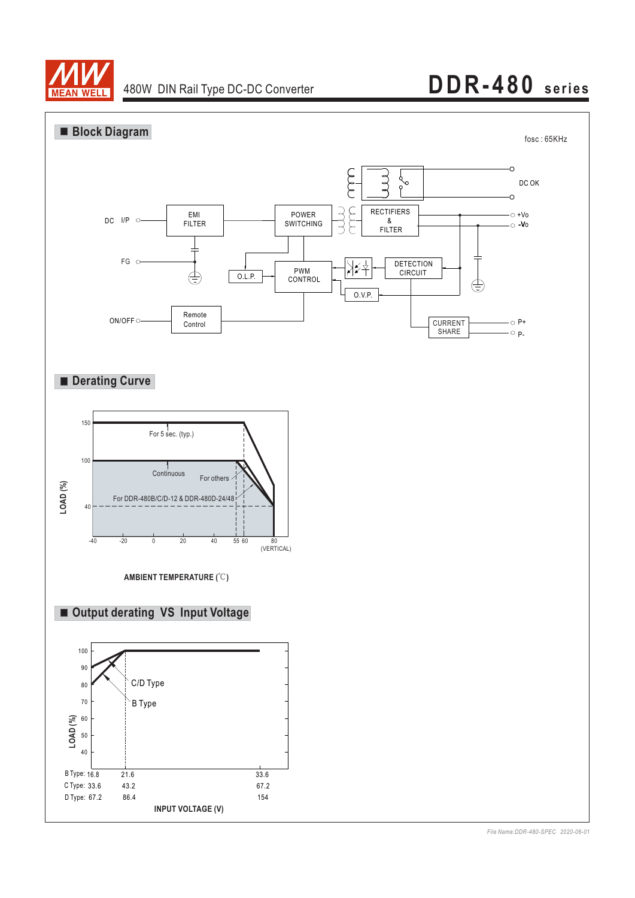## ■ Block Diagram

fosc : 65KHz

DC I/P

FG

ON/OFF

EMI FILTER

POWER SWITCHING

RECTIFIERS & FILTER

DC OK

+Vo

-Vo

O.L.P.

PWM CONTROL

DETECTION CIRCUIT

O.V.P.

Remote Control

CURRENT SHARE

P+

P-

## ■ Derating Curve

LOAD (%)

150

100

40

For 5 sec. (typ.)

Continuous

For others

For DDR-480B/C/D-12 & DDR-480D-24/48

-40 -20 0 20 40 55 60 80 (VERTICAL)

AMBIENT TEMPERATURE (℃)

## ■ Output derating VS Input Voltage

LOAD (%)

100

90

80

70

60

50

40

C/D Type

B Type

| B Type: 16.8 | 21.6 | 33.6 |
|---|---|---|
| C Type: 33.6 | 43.2 | 67.2 |
| D Type: 67.2 | 86.4 | 154 |

INPUT VOLTAGE (V)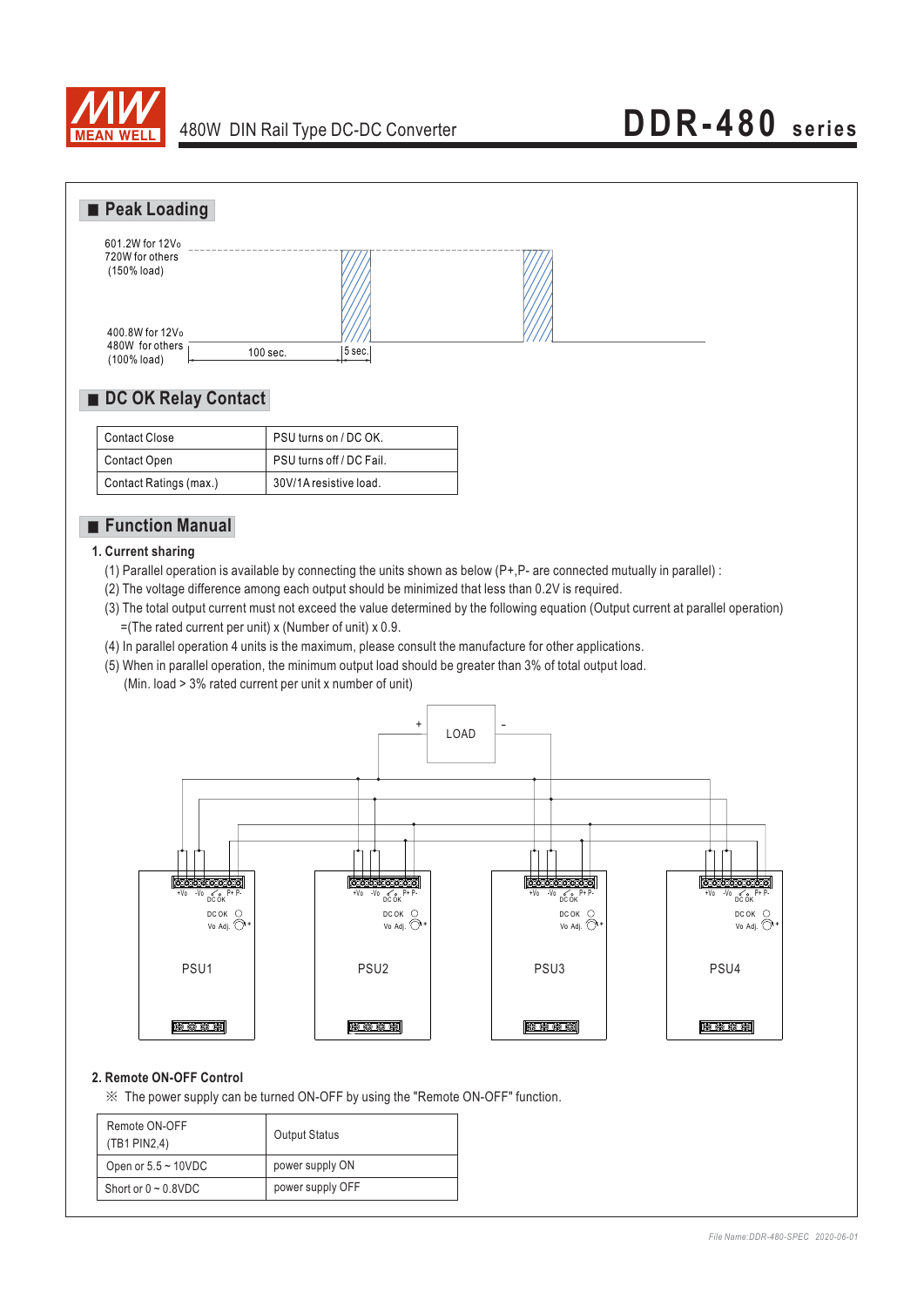## Peak Loading

601.2W for 12Vo
720W for others
(150% load)

400.8W for 12Vo
480W for others
(100% load)

100 sec.

5 sec.

## DC OK Relay Contact

| Contact Close | PSU turns on / DC OK. |
|---|---|
| Contact Open | PSU turns off / DC Fail. |
| Contact Ratings (max.) | 30V/1A resistive load. |

## Function Manual

**1. Current sharing**

(1) Parallel operation is available by connecting the units shown as below (P+,P- are connected mutually in parallel) :

(2) The voltage difference among each output should be minimized that less than 0.2V is required.

(3) The total output current must not exceed the value determined by the following equation (Output current at parallel operation) =(The rated current per unit) x (Number of unit) x 0.9.

(4) In parallel operation 4 units is the maximum, please consult the manufacture for other applications.

(5) When in parallel operation, the minimum output load should be greater than 3% of total output load. (Min. load > 3% rated current per unit x number of unit)

LOAD

PSU1 PSU2 PSU3 PSU4

+Vo -Vo DC OK P+ P- Vo Adj.

**2. Remote ON-OFF Control**

※ The power supply can be turned ON-OFF by using the "Remote ON-OFF" function.

| Remote ON-OFF (TB1 PIN2,4) | Output Status |
|---|---|
| Open or 5.5 ~ 10VDC | power supply ON |
| Short or 0 ~ 0.8VDC | power supply OFF |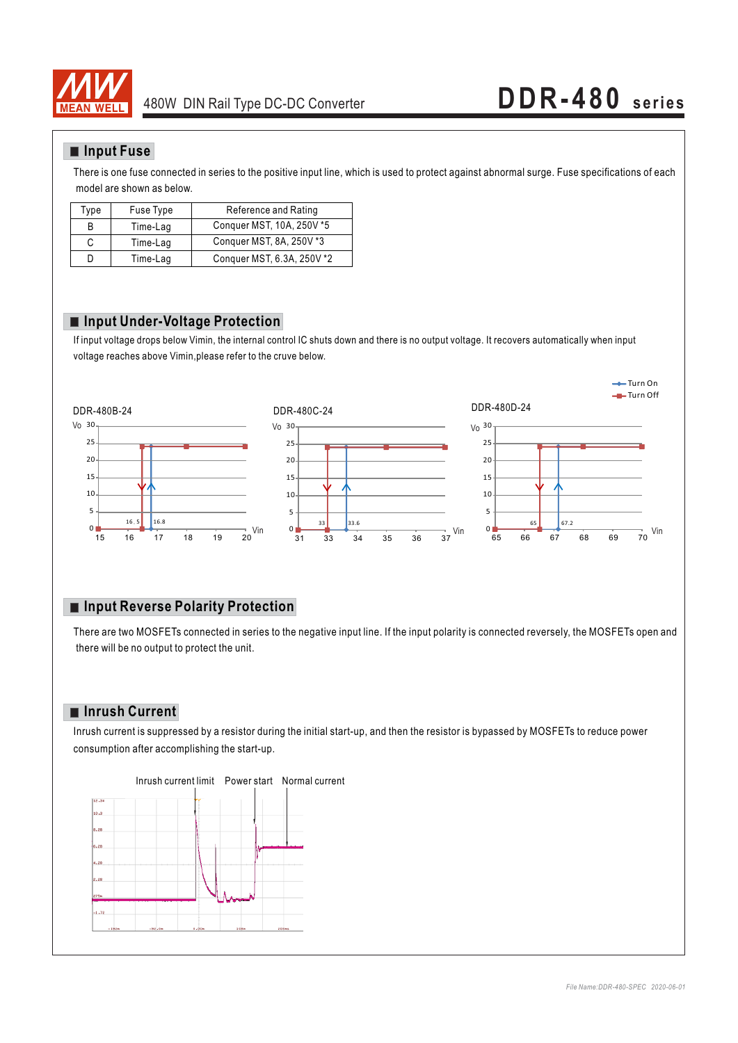## Input Fuse

There is one fuse connected in series to the positive input line, which is used to protect against abnormal surge. Fuse specifications of each model are shown as below.

| Type | Fuse Type | Reference and Rating |
| --- | --- | --- |
| B | Time-Lag | Conquer MST, 10A, 250V *5 |
| C | Time-Lag | Conquer MST, 8A, 250V *3 |
| D | Time-Lag | Conquer MST, 6.3A, 250V *2 |

## Input Under-Voltage Protection

If input voltage drops below Vimin, the internal control IC shuts down and there is no output voltage. It recovers automatically when input voltage reaches above Vimin,please refer to the cruve below.

Turn On
Turn Off

DDR-480B-24

DDR-480C-24

DDR-480D-24

## Input Reverse Polarity Protection

There are two MOSFETs connected in series to the negative input line. If the input polarity is connected reversely, the MOSFETs open and there will be no output to protect the unit.

## Inrush Current

Inrush current is suppressed by a resistor during the initial start-up, and then the resistor is bypassed by MOSFETs to reduce power consumption after accomplishing the start-up.

Inrush current limit　Power start　Normal current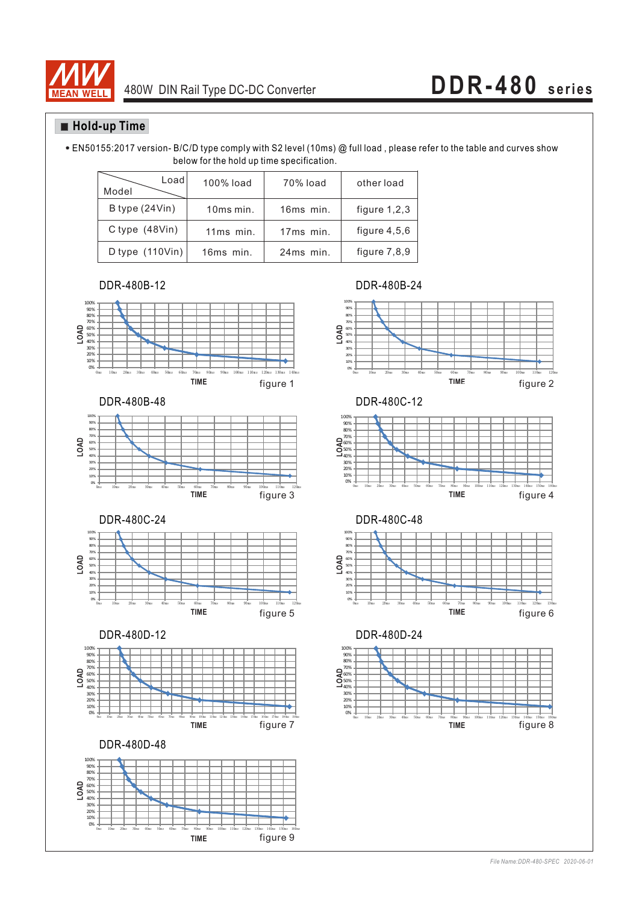## ■ Hold-up Time

• EN50155:2017 version- B/C/D type comply with S2 level (10ms) @ full load , please refer to the table and curves show below for the hold up time specification.

| Model \ Load | 100% load | 70% load | other load |
|---|---|---|---|
| B type (24Vin) | 10ms min. | 16ms min. | figure 1,2,3 |
| C type (48Vin) | 11ms min. | 17ms min. | figure 4,5,6 |
| D type (110Vin) | 16ms min. | 24ms min. | figure 7,8,9 |

DDR-480B-12

figure 1

DDR-480B-24

figure 2

DDR-480B-48

figure 3

DDR-480C-12

figure 4

DDR-480C-24

figure 5

DDR-480C-48

figure 6

DDR-480D-12

figure 7

DDR-480D-24

figure 8

DDR-480D-48

figure 9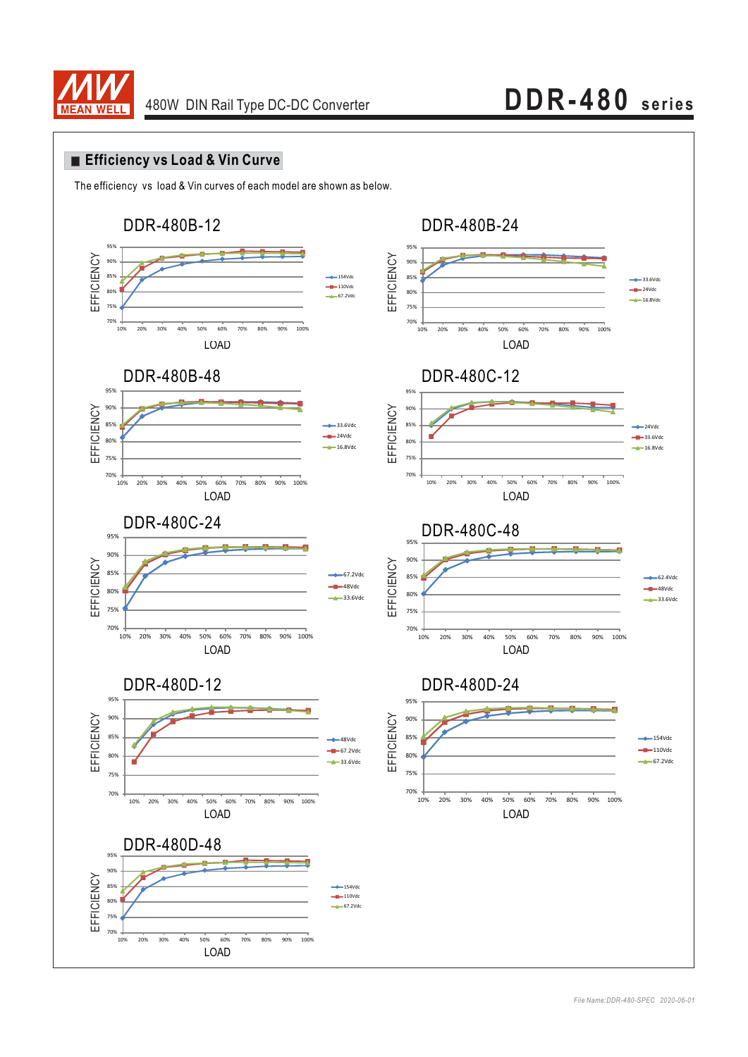## Efficiency vs Load & Vin Curve

The efficiency vs load & Vin curves of each model are shown as below.

DDR-480B-12

EFFICIENCY

95% 90% 85% 80% 75% 70%

10% 20% 30% 40% 50% 60% 70% 80% 90% 100%

LOAD

154Vdc
110Vdc
67.2Vdc

DDR-480B-24

EFFICIENCY

95% 90% 85% 80% 75% 70%

10% 20% 30% 40% 50% 60% 70% 80% 90% 100%

LOAD

33.6Vdc
24Vdc
16.8Vdc

DDR-480B-48

EFFICIENCY

95% 90% 85% 80% 75% 70%

10% 20% 30% 40% 50% 60% 70% 80% 90% 100%

LOAD

33.6Vdc
24Vdc
16.8Vdc

DDR-480C-12

EFFICIENCY

95% 90% 85% 80% 75% 70%

10% 20% 30% 40% 50% 60% 70% 80% 90% 100%

LOAD

24Vdc
33.6Vdc
16.8Vdc

DDR-480C-24

EFFICIENCY

95% 90% 85% 80% 75% 70%

10% 20% 30% 40% 50% 60% 70% 80% 90% 100%

LOAD

67.2Vdc
48Vdc
33.6Vdc

DDR-480C-48

EFFICIENCY

95% 90% 85% 80% 75% 70%

10% 20% 30% 40% 50% 60% 70% 80% 90% 100%

LOAD

62.4Vdc
48Vdc
33.6Vdc

DDR-480D-12

EFFICIENCY

95% 90% 85% 80% 75% 70%

10% 20% 30% 40% 50% 60% 70% 80% 90% 100%

LOAD

48Vdc
67.2Vdc
33.6Vdc

DDR-480D-24

EFFICIENCY

95% 90% 85% 80% 75% 70%

10% 20% 30% 40% 50% 60% 70% 80% 90% 100%

LOAD

154Vdc
110Vdc
67.2Vdc

DDR-480D-48

EFFICIENCY

95% 90% 85% 80% 75% 70%

10% 20% 30% 40% 50% 60% 70% 80% 90% 100%

LOAD

154Vdc
110Vdc
67.2Vdc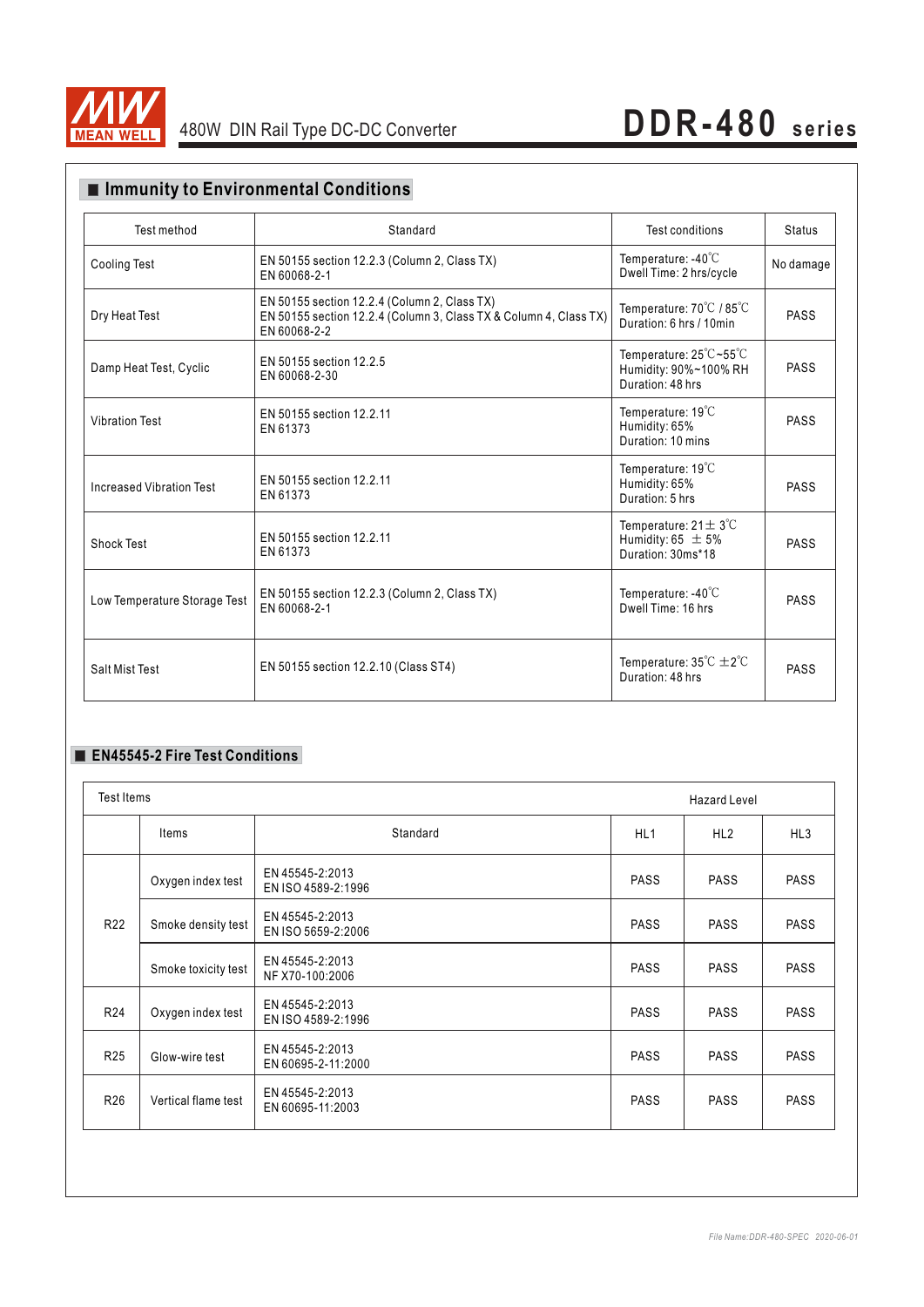## Immunity to Environmental Conditions

| Test method | Standard | Test conditions | Status |
|---|---|---|---|
| Cooling Test | EN 50155 section 12.2.3 (Column 2, Class TX)<br>EN 60068-2-1 | Temperature: -40℃<br>Dwell Time: 2 hrs/cycle | No damage |
| Dry Heat Test | EN 50155 section 12.2.4 (Column 2, Class TX)<br>EN 50155 section 12.2.4 (Column 3, Class TX & Column 4, Class TX)<br>EN 60068-2-2 | Temperature: 70℃ / 85℃<br>Duration: 6 hrs / 10min | PASS |
| Damp Heat Test, Cyclic | EN 50155 section 12.2.5<br>EN 60068-2-30 | Temperature: 25℃~55℃<br>Humidity: 90%~100% RH<br>Duration: 48 hrs | PASS |
| Vibration Test | EN 50155 section 12.2.11<br>EN 61373 | Temperature: 19℃<br>Humidity: 65%<br>Duration: 10 mins | PASS |
| Increased Vibration Test | EN 50155 section 12.2.11<br>EN 61373 | Temperature: 19℃<br>Humidity: 65%<br>Duration: 5 hrs | PASS |
| Shock Test | EN 50155 section 12.2.11<br>EN 61373 | Temperature: 21± 3℃<br>Humidity: 65 ± 5%<br>Duration: 30ms*18 | PASS |
| Low Temperature Storage Test | EN 50155 section 12.2.3 (Column 2, Class TX)<br>EN 60068-2-1 | Temperature: -40℃<br>Dwell Time: 16 hrs | PASS |
| Salt Mist Test | EN 50155 section 12.2.10 (Class ST4) | Temperature: 35℃ ±2℃<br>Duration: 48 hrs | PASS |

## EN45545-2 Fire Test Conditions

| Test Items | | | Hazard Level | | |
|---|---|---|---|---|---|
| | Items | Standard | HL1 | HL2 | HL3 |
| R22 | Oxygen index test | EN 45545-2:2013<br>EN ISO 4589-2:1996 | PASS | PASS | PASS |
| | Smoke density test | EN 45545-2:2013<br>EN ISO 5659-2:2006 | PASS | PASS | PASS |
| | Smoke toxicity test | EN 45545-2:2013<br>NF X70-100:2006 | PASS | PASS | PASS |
| R24 | Oxygen index test | EN 45545-2:2013<br>EN ISO 4589-2:1996 | PASS | PASS | PASS |
| R25 | Glow-wire test | EN 45545-2:2013<br>EN 60695-2-11:2000 | PASS | PASS | PASS |
| R26 | Vertical flame test | EN 45545-2:2013<br>EN 60695-11:2003 | PASS | PASS | PASS |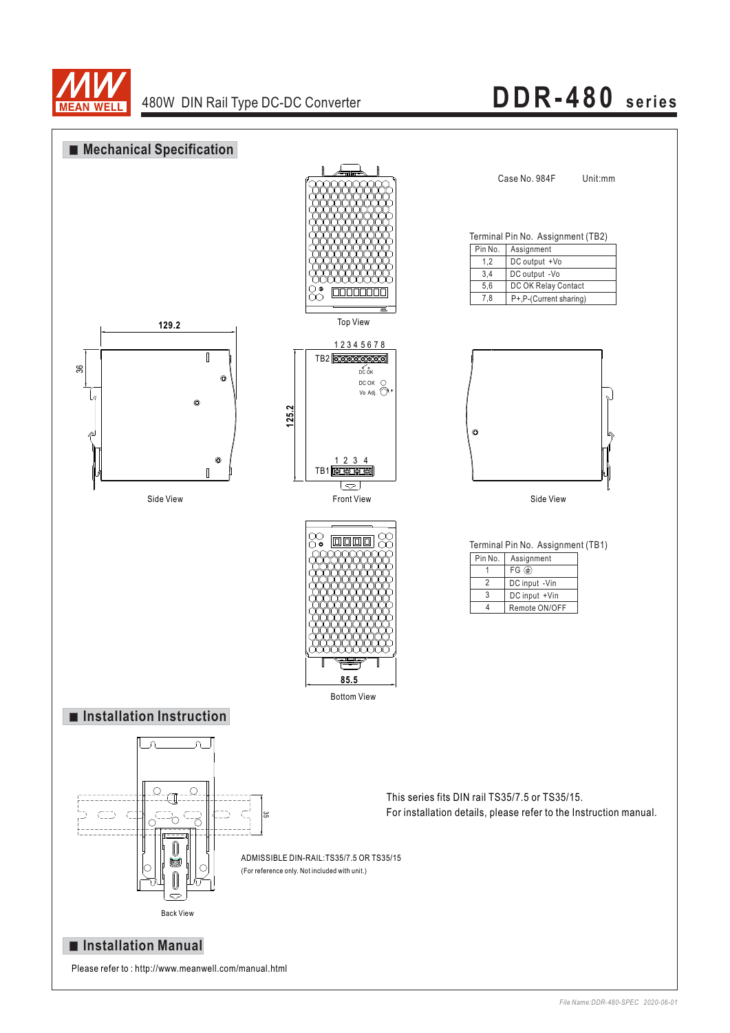480W DIN Rail Type DC-DC Converter

# DDR-480 series

## ■ Mechanical Specification

Case No. 984F Unit:mm

Terminal Pin No. Assignment (TB2)

| Pin No. | Assignment |
|---|---|
| 1,2 | DC output +Vo |
| 3,4 | DC output -Vo |
| 5,6 | DC OK Relay Contact |
| 7,8 | P+,P-(Current sharing) |

Top View

129.2

36

Side View

1 2 3 4 5 6 7 8

TB2

DC OK

DC OK

Vo Adj.

125.2

1 2 3 4

TB1

Front View

Side View

Terminal Pin No. Assignment (TB1)

| Pin No. | Assignment |
|---|---|
| 1 | FG ⏚ |
| 2 | DC input -Vin |
| 3 | DC input +Vin |
| 4 | Remote ON/OFF |

85.5

Bottom View

## ■ Installation Instruction

35

ADMISSIBLE DIN-RAIL:TS35/7.5 OR TS35/15

(For reference only. Not included with unit.)

Back View

This series fits DIN rail TS35/7.5 or TS35/15.
For installation details, please refer to the Instruction manual.

## ■ Installation Manual

Please refer to : http://www.meanwell.com/manual.html

File Name:DDR-480-SPEC 2020-06-01